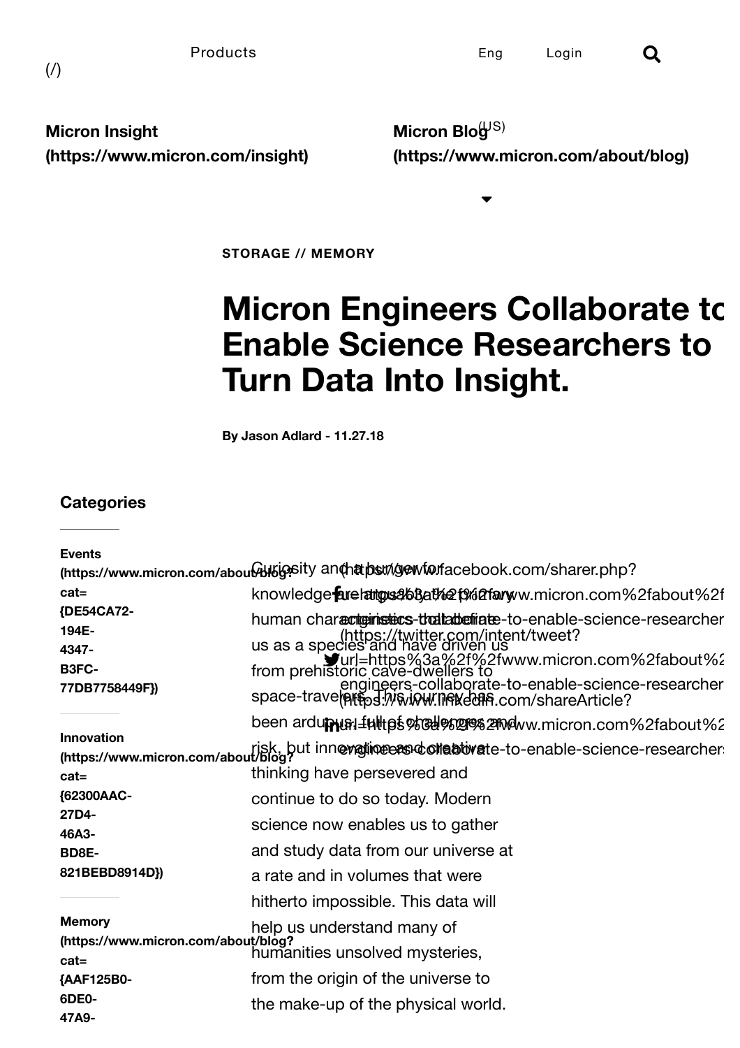Products

(/)

Eng Login (US)

**Micron Insight (https://www.micron.com/insight)**

**Micron Blog (https://www.micron.com/about/blog)**

**STORAGE // MEMORY**

# Micron Engineers Collaborate to Enable Science Researchers to Turn Data Into Insight.

**By Jason Adlard - 11.27.18**

## Categories

**Events (https://www.micron.com/about/blog?cat={DE54CA72-194E-4347-B3FC-77DB7758449F})**

**Innovation (https://www.micron.com/about/blog?cat={62300AAC-27D4-46A3-BD8E-821BEBD8914D})**

**Memory (https://www.micron.com/about/blog?cat={AAF125B0-6DE0-47A9-**

(https://www.facebook.com/sharer.php?u=https%3a%2f%2fwww.micron.com%2fabout%2f...engineers-collaborate-to-enable-science-researcher...)

(https://twitter.com/intent/tweet?url=https%3a%2f%2fwww.micron.com%2fabout%2...engineers-collaborate-to-enable-science-researcher...)

(https://www.linkedin.com/shareArticle?url=https%3a%2f%2fwww.micron.com%2fabout%2...engineers-collaborate-to-enable-science-researchers...)

Curiosity and a hunger for knowledge are two of the primary human characteristics that define us as a species and have driven us from prehistoric cave-dwellers to space-travelers. This journey has been arduous, full of challenges and risk, but innovation and creative thinking have persevered and continue to do so today. Modern science now enables us to gather and study data from our universe at a rate and in volumes that were hitherto impossible. This data will help us understand many of humanities unsolved mysteries, from the origin of the universe to the make-up of the physical world.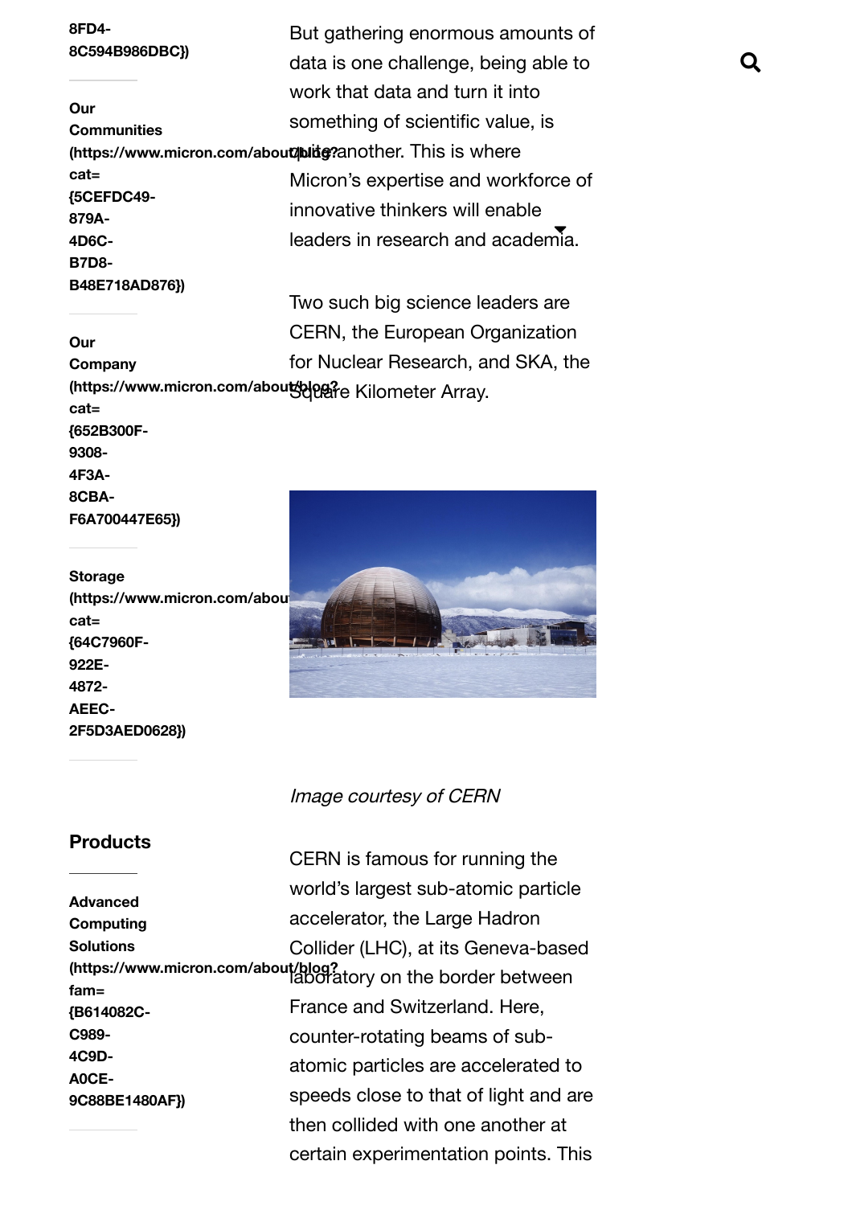8FD4-8C594B986DBC})

Our Communities (https://www.micron.com/about/blog?cat={5CEFDC49-879A-4D6C-B7D8-B48E718AD876})

Our Company (https://www.micron.com/about/blog?cat={652B300F-9308-4F3A-8CBA-F6A700447E65})

Storage (https://www.micron.com/about/blog?cat={64C7960F-922E-4872-AEEC-2F5D3AED0628})

## Products

Advanced Computing Solutions (https://www.micron.com/about/blog?fam={B614082C-C989-4C9D-A0CE-9C88BE1480AF})

But gathering enormous amounts of data is one challenge, being able to work that data and turn it into something of scientific value, is quite another. This is where Micron's expertise and workforce of innovative thinkers will enable leaders in research and academia.

Two such big science leaders are CERN, the European Organization for Nuclear Research, and SKA, the Square Kilometer Array.

*Image courtesy of CERN*

CERN is famous for running the world's largest sub-atomic particle accelerator, the Large Hadron Collider (LHC), at its Geneva-based laboratory on the border between France and Switzerland. Here, counter-rotating beams of sub-atomic particles are accelerated to speeds close to that of light and are then collided with one another at certain experimentation points. This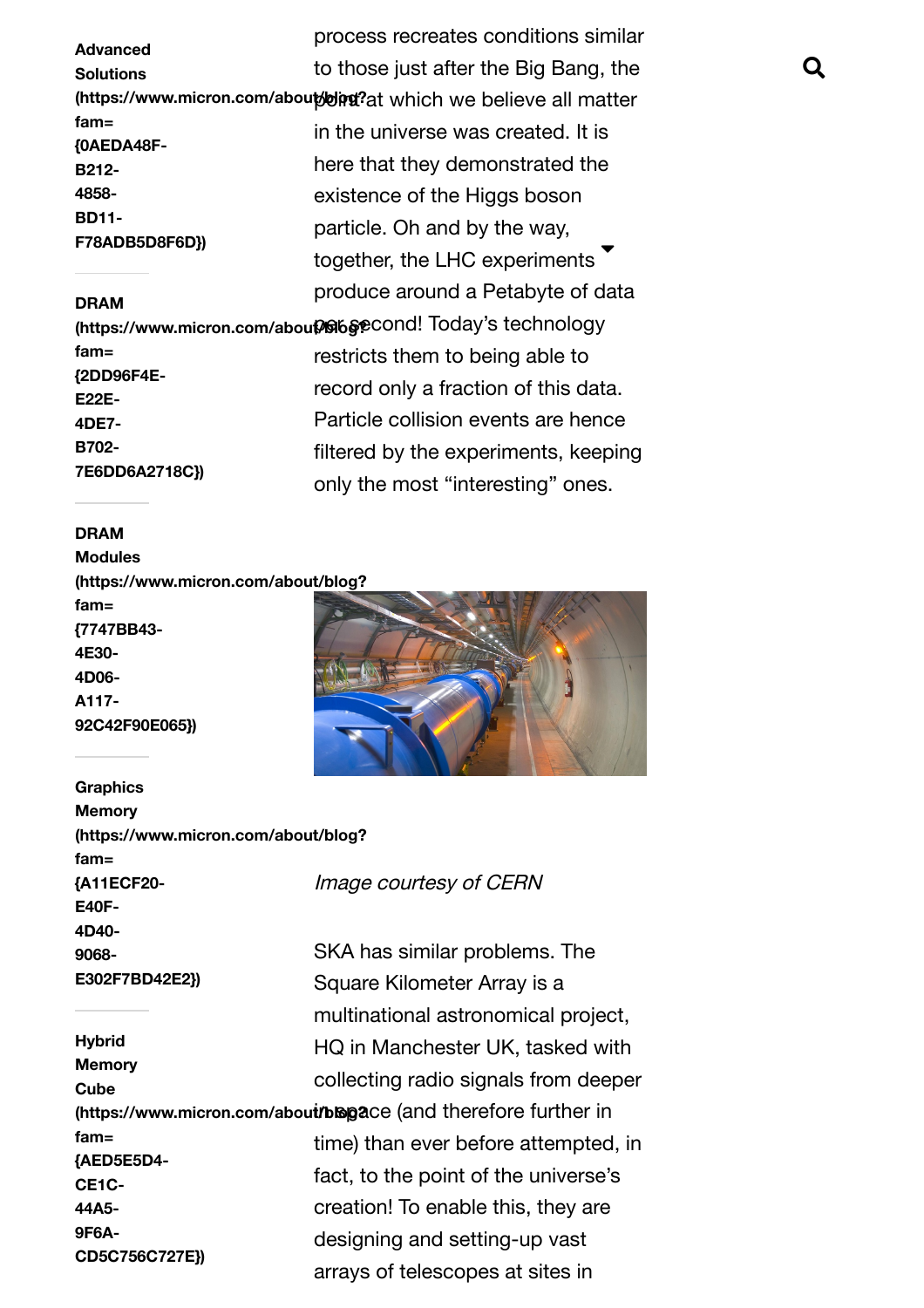**Advanced Solutions (https://www.micron.com/about/blog?fam={0AEDA48F-B212-4858-BD11-F78ADB5D8F6D})**

**DRAM (https://www.micron.com/about/blog?fam={2DD96F4E-E22E-4DE7-B702-7E6DD6A2718C})**

**DRAM Modules (https://www.micron.com/about/blog?fam={7747BB43-4E30-4D06-A117-92C42F90E065})**

**Graphics Memory (https://www.micron.com/about/blog?fam={A11ECF20-E40F-4D40-9068-E302F7BD42E2})**

**Hybrid Memory Cube (https://www.micron.com/about/blog?fam={AED5E5D4-CE1C-44A5-9F6A-CD5C756C727E})**

process recreates conditions similar to those just after the Big Bang, the point at which we believe all matter in the universe was created. It is here that they demonstrated the existence of the Higgs boson particle. Oh and by the way, together, the LHC experiments produce around a Petabyte of data per second! Today's technology restricts them to being able to record only a fraction of this data. Particle collision events are hence filtered by the experiments, keeping only the most "interesting" ones.

*Image courtesy of CERN*

SKA has similar problems. The Square Kilometer Array is a multinational astronomical project, HQ in Manchester UK, tasked with collecting radio signals from deeper in space (and therefore further in time) than ever before attempted, in fact, to the point of the universe's creation! To enable this, they are designing and setting-up vast arrays of telescopes at sites in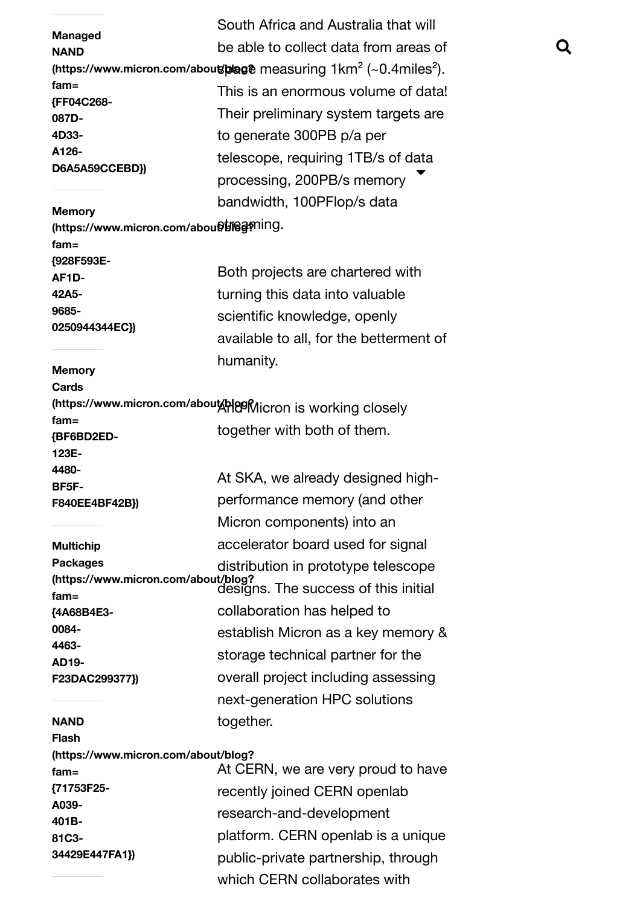**Managed NAND (https://www.micron.com/about/blog?fam={FF04C268-087D-4D33-A126-D6A5A59CCEBD})**

**Memory (https://www.micron.com/about/blog?fam={928F593E-AF1D-42A5-9685-0250944344EC})**

**Memory Cards (https://www.micron.com/about/blog?fam={BF6BD2ED-123E-4480-BF5F-F840EE4BF42B})**

**Multichip Packages (https://www.micron.com/about/blog?fam={4A68B4E3-0084-4463-AD19-F23DAC299377})**

**NAND Flash (https://www.micron.com/about/blog?fam={71753F25-A039-401B-81C3-34429E447FA1})**

South Africa and Australia that will be able to collect data from areas of space measuring 1km$^2$ (~0.4miles$^2$). This is an enormous volume of data! Their preliminary system targets are to generate 300PB p/a per telescope, requiring 1TB/s of data processing, 200PB/s memory bandwidth, 100PFlop/s data streaming.

Both projects are chartered with turning this data into valuable scientific knowledge, openly available to all, for the betterment of humanity.

And Micron is working closely together with both of them.

At SKA, we already designed high-performance memory (and other Micron components) into an accelerator board used for signal distribution in prototype telescope designs. The success of this initial collaboration has helped to establish Micron as a key memory & storage technical partner for the overall project including assessing next-generation HPC solutions together.

At CERN, we are very proud to have recently joined CERN openlab research-and-development platform. CERN openlab is a unique public-private partnership, through which CERN collaborates with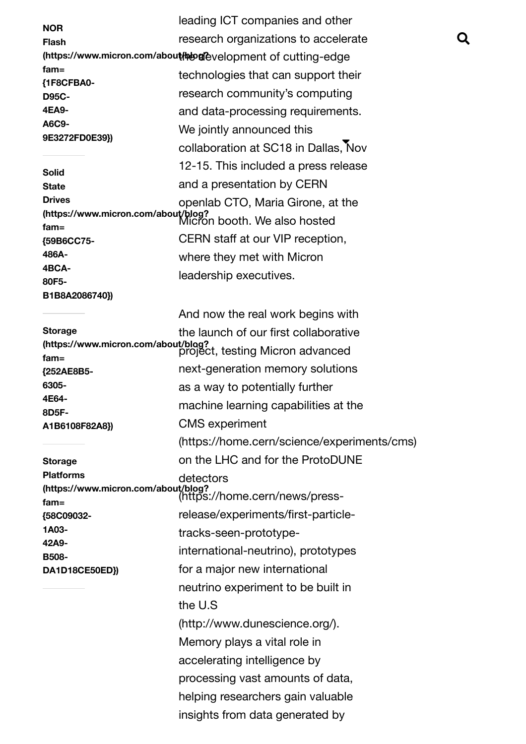- **NOR Flash (https://www.micron.com/about/blog?fam={1F8CFBA0-D95C-4EA9-A6C9-9E3272FD0E39})**
- **Solid State Drives (https://www.micron.com/about/blog?fam={59B6CC75-486A-4BCA-80F5-B1B8A2086740})**
- **Storage (https://www.micron.com/about/blog?fam={252AE8B5-6305-4E64-8D5F-A1B6108F82A8})**
- **Storage Platforms (https://www.micron.com/about/blog?fam={58C09032-1A03-42A9-B508-DA1D18CE50ED})**

leading ICT companies and other research organizations to accelerate the development of cutting-edge technologies that can support their research community's computing and data-processing requirements. We jointly announced this collaboration at SC18 in Dallas, Nov 12-15. This included a press release and a presentation by CERN openlab CTO, Maria Girone, at the Micron booth. We also hosted CERN staff at our VIP reception, where they met with Micron leadership executives.

And now the real work begins with the launch of our first collaborative project, testing Micron advanced next-generation memory solutions as a way to potentially further machine learning capabilities at the CMS experiment (https://home.cern/science/experiments/cms) on the LHC and for the ProtoDUNE detectors (https://home.cern/news/press-release/experiments/first-particle-tracks-seen-prototype-international-neutrino), prototypes for a major new international neutrino experiment to be built in the U.S (http://www.dunescience.org/). Memory plays a vital role in accelerating intelligence by processing vast amounts of data, helping researchers gain valuable insights from data generated by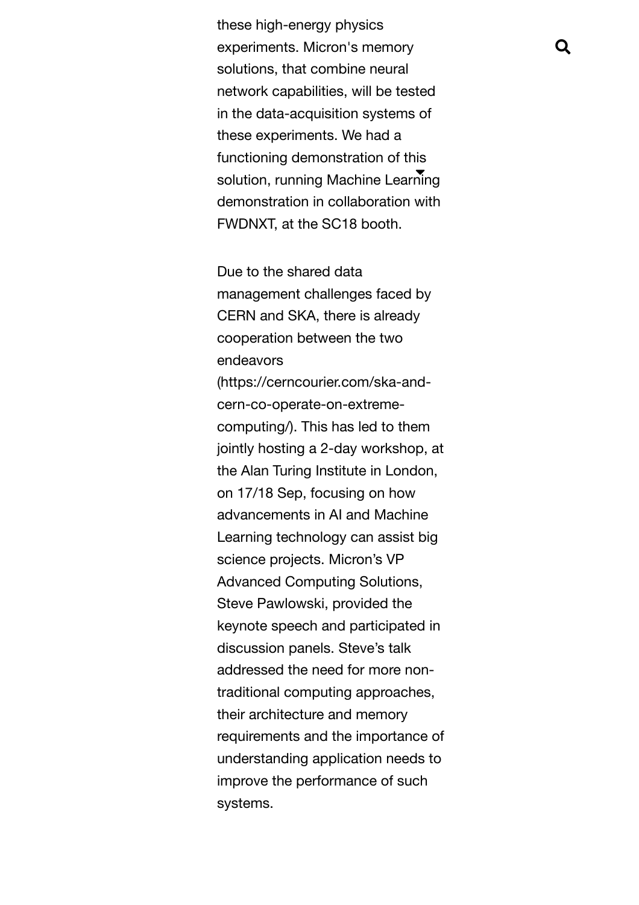these high-energy physics experiments. Micron's memory solutions, that combine neural network capabilities, will be tested in the data-acquisition systems of these experiments. We had a functioning demonstration of this solution, running Machine Learning demonstration in collaboration with FWDNXT, at the SC18 booth.

Due to the shared data management challenges faced by CERN and SKA, there is already cooperation between the two endeavors (https://cerncourier.com/ska-and-cern-co-operate-on-extreme-computing/). This has led to them jointly hosting a 2-day workshop, at the Alan Turing Institute in London, on 17/18 Sep, focusing on how advancements in AI and Machine Learning technology can assist big science projects. Micron's VP Advanced Computing Solutions, Steve Pawlowski, provided the keynote speech and participated in discussion panels. Steve's talk addressed the need for more non-traditional computing approaches, their architecture and memory requirements and the importance of understanding application needs to improve the performance of such systems.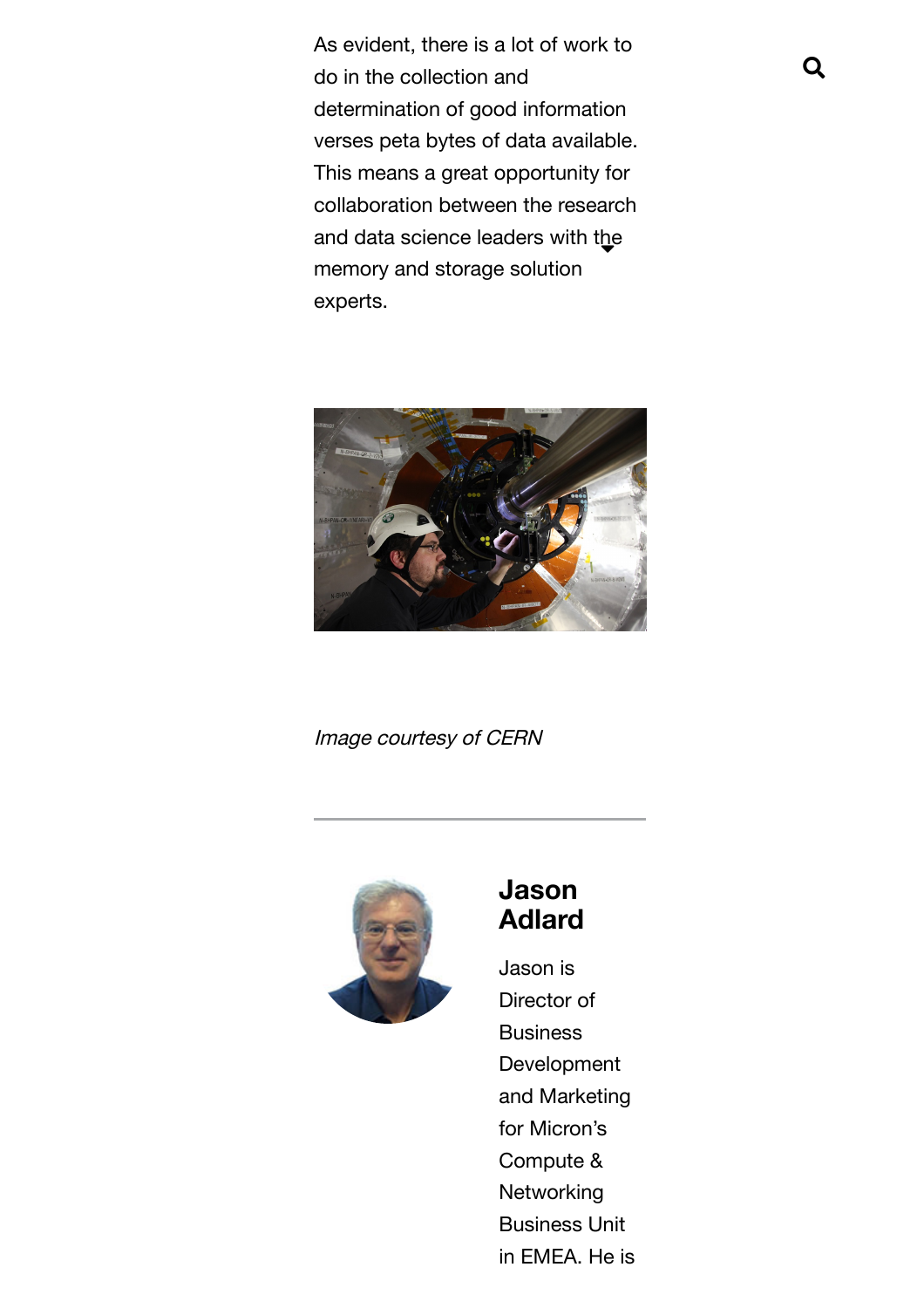As evident, there is a lot of work to do in the collection and determination of good information verses peta bytes of data available. This means a great opportunity for collaboration between the research and data science leaders with the memory and storage solution experts.

*Image courtesy of CERN*

---

## Jason Adlard

Jason is Director of Business Development and Marketing for Micron's Compute & Networking Business Unit in EMEA. He is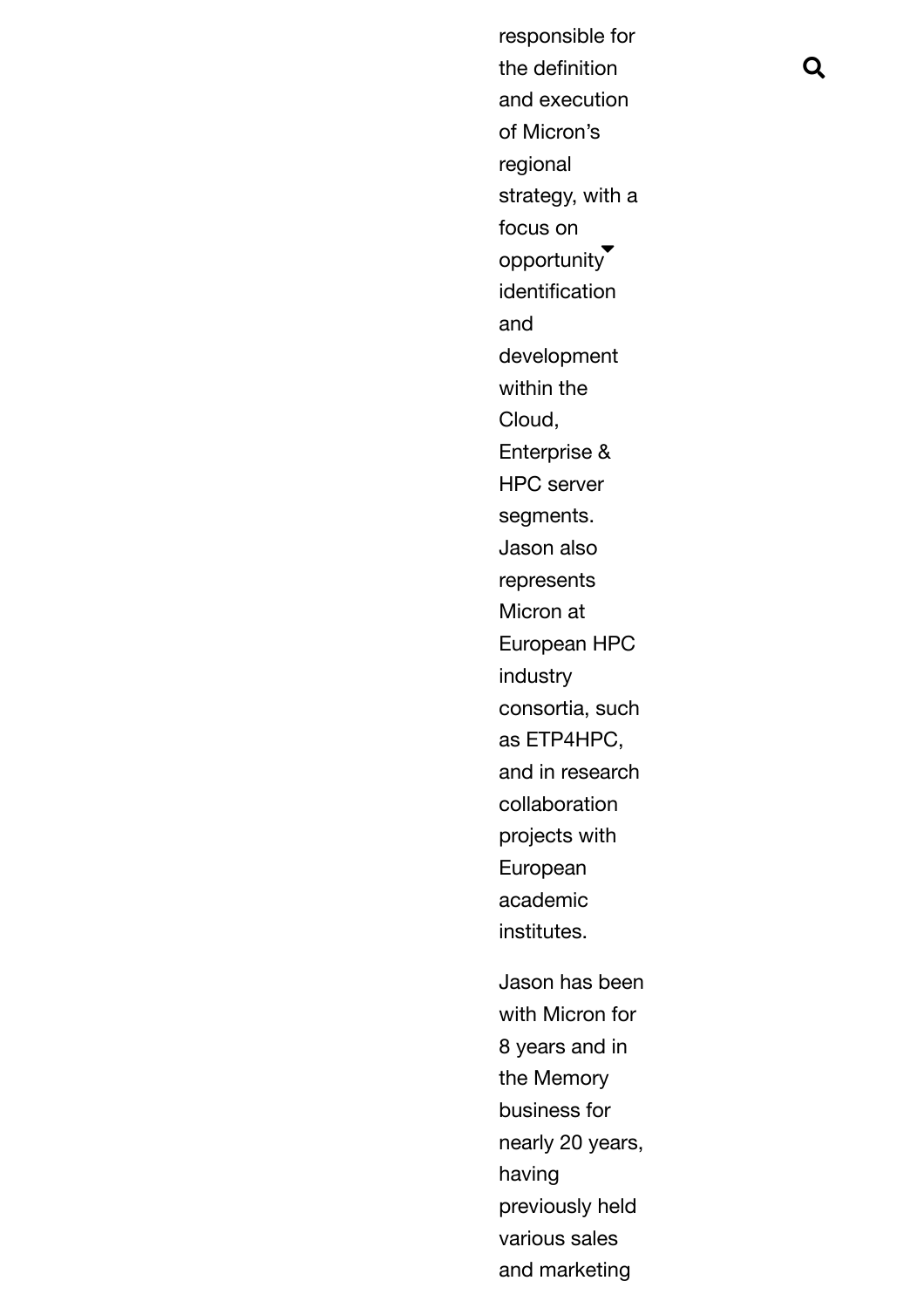responsible for the definition and execution of Micron's regional strategy, with a focus on opportunity identification and development within the Cloud, Enterprise & HPC server segments. Jason also represents Micron at European HPC industry consortia, such as ETP4HPC, and in research collaboration projects with European academic institutes.

Jason has been with Micron for 8 years and in the Memory business for nearly 20 years, having previously held various sales and marketing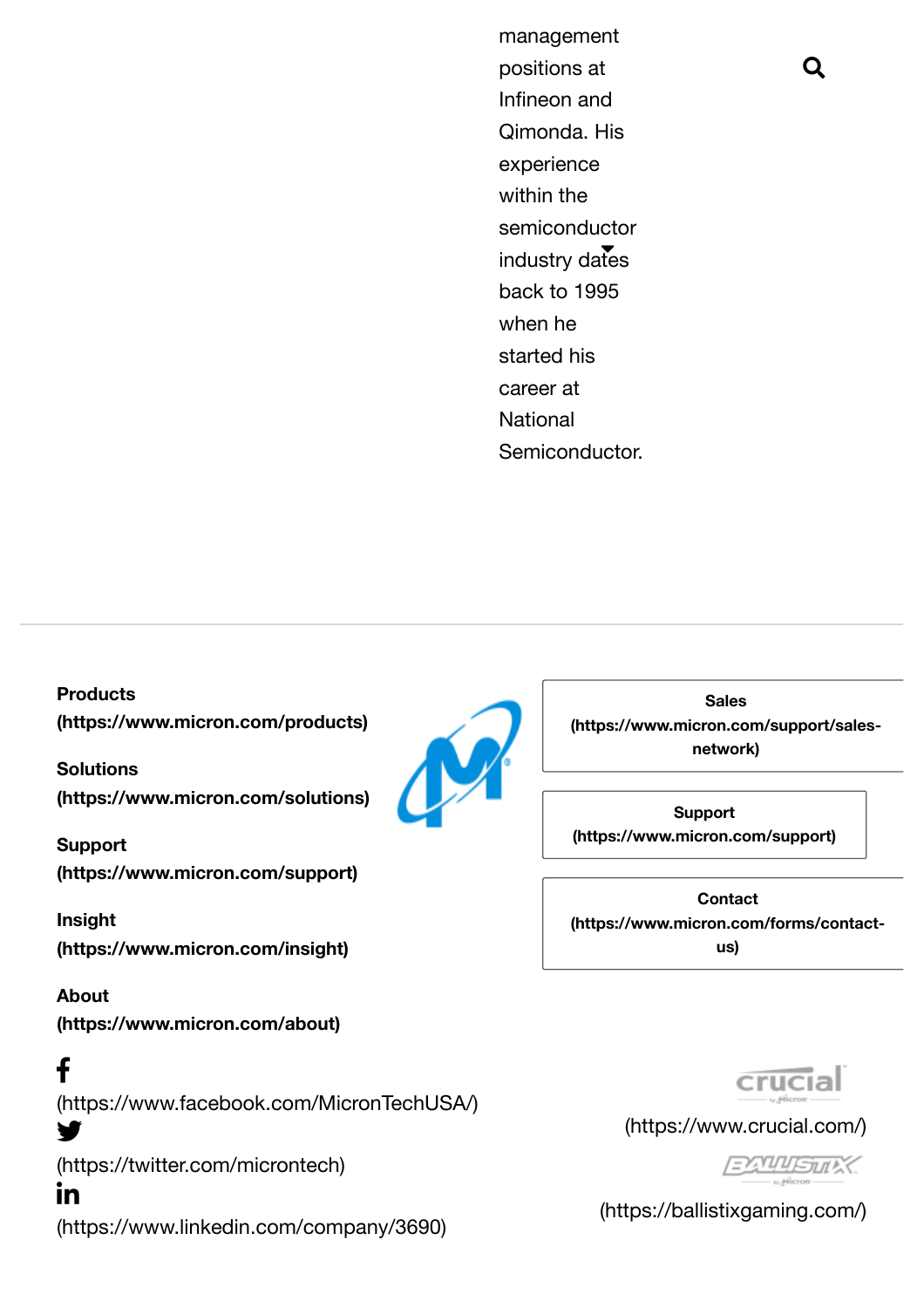management positions at Infineon and Qimonda. His experience within the semiconductor industry dates back to 1995 when he started his career at National Semiconductor.

---

**Products (https://www.micron.com/products)**

**Solutions (https://www.micron.com/solutions)**

**Support (https://www.micron.com/support)**

**Insight (https://www.micron.com/insight)**

**About (https://www.micron.com/about)**

**Sales (https://www.micron.com/support/sales-network)**

**Support (https://www.micron.com/support)**

**Contact (https://www.micron.com/forms/contact-us)**

(https://www.facebook.com/MicronTechUSA/)

(https://twitter.com/microntech)

(https://www.linkedin.com/company/3690)

(https://www.crucial.com/)

(https://ballistixgaming.com/)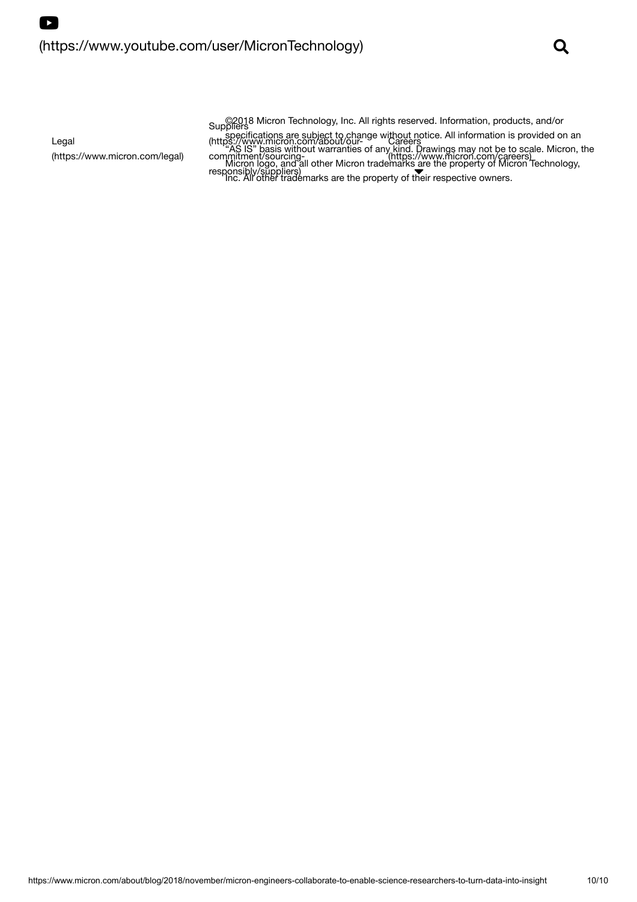(https://www.youtube.com/user/MicronTechnology)

Legal (https://www.micron.com/legal)

Suppliers (https://www.micron.com/about/our-commitment/sourcing-responsibly/suppliers)

Careers (https://www.micron.com/careers)

©2018 Micron Technology, Inc. All rights reserved. Information, products, and/or specifications are subject to change without notice. All information is provided on an "AS IS" basis without warranties of any kind. Drawings may not be to scale. Micron, the Micron logo, and all other Micron trademarks are the property of Micron Technology, Inc. All other trademarks are the property of their respective owners.